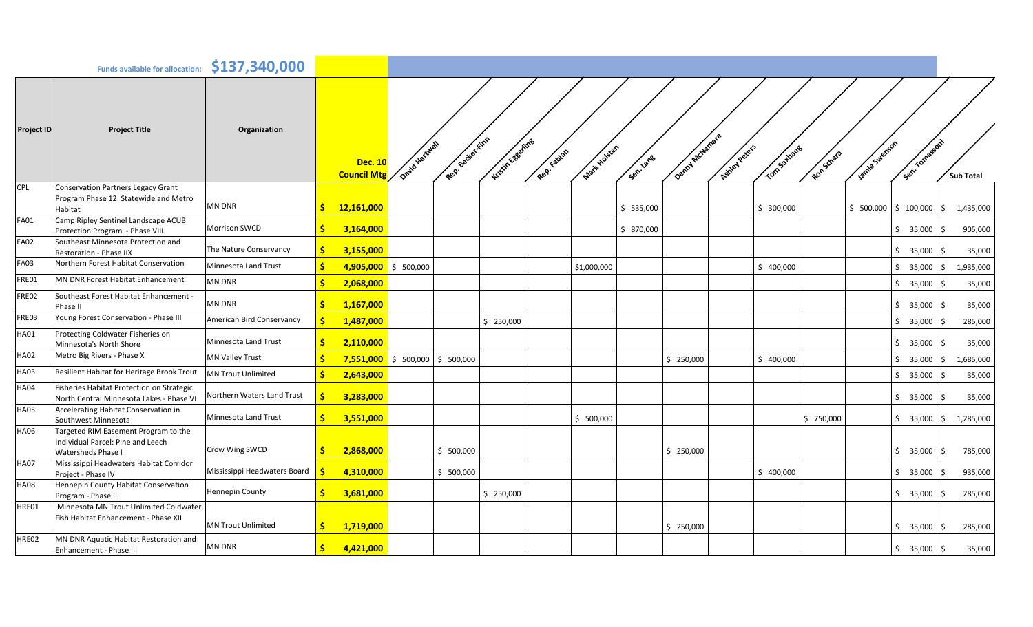**Funds available for allocation: $137,340,000**

| Project ID | Project Title | Organization | Dec. 10 Council Mtg | David Hartwell | Rep. Becker-Finn | Kristin Eggerling | Rep. Fabian | Mark Holsten | Sen. Lang | Denny McNamara | Ashley Peters | Tom Saxhaug | Ron Schara | Jamie Swenson | Sen. Tomassoni | Sub Total |
|---|---|---|---|---|---|---|---|---|---|---|---|---|---|---|---|---|
| CPL | Conservation Partners Legacy Grant Program Phase 12: Statewide and Metro Habitat | MN DNR | $ 12,161,000 | | | | | | $ 535,000 | | | $ 300,000 | | $ 500,000 | $ 100,000 | $ 1,435,000 |
| FA01 | Camp Ripley Sentinel Landscape ACUB Protection Program - Phase VIII | Morrison SWCD | $ 3,164,000 | | | | | | $ 870,000 | | | | | | $ 35,000 | $ 905,000 |
| FA02 | Southeast Minnesota Protection and Restoration - Phase IIX | The Nature Conservancy | $ 3,155,000 | | | | | | | | | | | | $ 35,000 | $ 35,000 |
| FA03 | Northern Forest Habitat Conservation | Minnesota Land Trust | $ 4,905,000 | $ 500,000 | | | | $1,000,000 | | | | $ 400,000 | | | $ 35,000 | $ 1,935,000 |
| FRE01 | MN DNR Forest Habitat Enhancement | MN DNR | $ 2,068,000 | | | | | | | | | | | | $ 35,000 | $ 35,000 |
| FRE02 | Southeast Forest Habitat Enhancement - Phase II | MN DNR | $ 1,167,000 | | | | | | | | | | | | $ 35,000 | $ 35,000 |
| FRE03 | Young Forest Conservation - Phase III | American Bird Conservancy | $ 1,487,000 | | | $ 250,000 | | | | | | | | | $ 35,000 | $ 285,000 |
| HA01 | Protecting Coldwater Fisheries on Minnesota's North Shore | Minnesota Land Trust | $ 2,110,000 | | | | | | | | | | | | $ 35,000 | $ 35,000 |
| HA02 | Metro Big Rivers - Phase X | MN Valley Trust | $ 7,551,000 | $ 500,000 | $ 500,000 | | | | | $ 250,000 | | $ 400,000 | | | $ 35,000 | $ 1,685,000 |
| HA03 | Resilient Habitat for Heritage Brook Trout | MN Trout Unlimited | $ 2,643,000 | | | | | | | | | | | | $ 35,000 | $ 35,000 |
| HA04 | Fisheries Habitat Protection on Strategic North Central Minnesota Lakes - Phase VI | Northern Waters Land Trust | $ 3,283,000 | | | | | | | | | | | | $ 35,000 | $ 35,000 |
| HA05 | Accelerating Habitat Conservation in Southwest Minnesota | Minnesota Land Trust | $ 3,551,000 | | | | | $ 500,000 | | | | | $ 750,000 | | $ 35,000 | $ 1,285,000 |
| HA06 | Targeted RIM Easement Program to the Individual Parcel: Pine and Leech Watersheds Phase I | Crow Wing SWCD | $ 2,868,000 | | $ 500,000 | | | | | $ 250,000 | | | | | $ 35,000 | $ 785,000 |
| HA07 | Mississippi Headwaters Habitat Corridor Project - Phase IV | Mississippi Headwaters Board | $ 4,310,000 | | $ 500,000 | | | | | | | $ 400,000 | | | $ 35,000 | $ 935,000 |
| HA08 | Hennepin County Habitat Conservation Program - Phase II | Hennepin County | $ 3,681,000 | | | $ 250,000 | | | | | | | | | $ 35,000 | $ 285,000 |
| HRE01 | Minnesota MN Trout Unlimited Coldwater Fish Habitat Enhancement - Phase XII | MN Trout Unlimited | $ 1,719,000 | | | | | | | $ 250,000 | | | | | $ 35,000 | $ 285,000 |
| HRE02 | MN DNR Aquatic Habitat Restoration and Enhancement - Phase III | MN DNR | $ 4,421,000 | | | | | | | | | | | | $ 35,000 | $ 35,000 |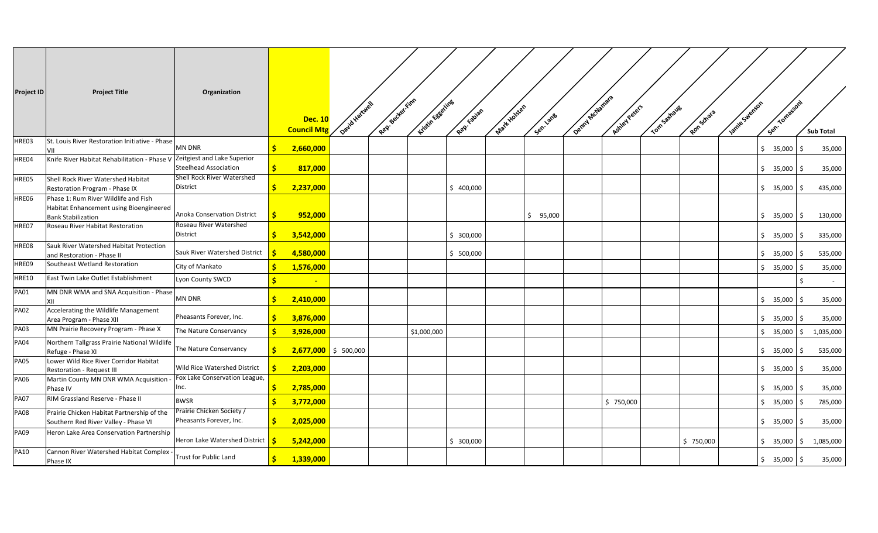| Project ID | Project Title | Organization | Dec. 10 Council Mtg | David Hartwell | Rep. Becker-Finn | Kristin Eggerling | Rep. Fabian | Mark Holsten | Sen. Lang | Denny McNamara | Ashley Peters | Tom Saxhaug | Ron Schara | Jamie Swenson | Sen. Tomassoni | Sub Total |
|---|---|---|---|---|---|---|---|---|---|---|---|---|---|---|---|---|
| HRE03 | St. Louis River Restoration Initiative - Phase VII | MN DNR | $ 2,660,000 | | | | | | | | | | | | $ 35,000 | $ 35,000 |
| HRE04 | Knife River Habitat Rehabilitation - Phase V | Zeitgeist and Lake Superior Steelhead Association | $ 817,000 | | | | | | | | | | | | $ 35,000 | $ 35,000 |
| HRE05 | Shell Rock River Watershed Habitat Restoration Program - Phase IX | Shell Rock River Watershed District | $ 2,237,000 | | | | $ 400,000 | | | | | | | | $ 35,000 | $ 435,000 |
| HRE06 | Phase 1: Rum River Wildlife and Fish Habitat Enhancement using Bioengineered Bank Stabilization | Anoka Conservation District | $ 952,000 | | | | | | $ 95,000 | | | | | | $ 35,000 | $ 130,000 |
| HRE07 | Roseau River Habitat Restoration | Roseau River Watershed District | $ 3,542,000 | | | | $ 300,000 | | | | | | | | $ 35,000 | $ 335,000 |
| HRE08 | Sauk River Watershed Habitat Protection and Restoration - Phase II | Sauk River Watershed District | $ 4,580,000 | | | | $ 500,000 | | | | | | | | $ 35,000 | $ 535,000 |
| HRE09 | Southeast Wetland Restoration | City of Mankato | $ 1,576,000 | | | | | | | | | | | | $ 35,000 | $ 35,000 |
| HRE10 | East Twin Lake Outlet Establishment | Lyon County SWCD | $ - | | | | | | | | | | | | | $ - |
| PA01 | MN DNR WMA and SNA Acquisition - Phase XII | MN DNR | $ 2,410,000 | | | | | | | | | | | | $ 35,000 | $ 35,000 |
| PA02 | Accelerating the Wildlife Management Area Program - Phase XII | Pheasants Forever, Inc. | $ 3,876,000 | | | | | | | | | | | | $ 35,000 | $ 35,000 |
| PA03 | MN Prairie Recovery Program - Phase X | The Nature Conservancy | $ 3,926,000 | | | $1,000,000 | | | | | | | | | $ 35,000 | $ 1,035,000 |
| PA04 | Northern Tallgrass Prairie National Wildlife Refuge - Phase XI | The Nature Conservancy | $ 2,677,000 | $ 500,000 | | | | | | | | | | | $ 35,000 | $ 535,000 |
| PA05 | Lower Wild Rice River Corridor Habitat Restoration - Request III | Wild Rice Watershed District | $ 2,203,000 | | | | | | | | | | | | $ 35,000 | $ 35,000 |
| PA06 | Martin County MN DNR WMA Acquisition - Phase IV | Fox Lake Conservation League, Inc. | $ 2,785,000 | | | | | | | | | | | | $ 35,000 | $ 35,000 |
| PA07 | RIM Grassland Reserve - Phase II | BWSR | $ 3,772,000 | | | | | | | | $ 750,000 | | | | $ 35,000 | $ 785,000 |
| PA08 | Prairie Chicken Habitat Partnership of the Southern Red River Valley - Phase VI | Prairie Chicken Society / Pheasants Forever, Inc. | $ 2,025,000 | | | | | | | | | | | | $ 35,000 | $ 35,000 |
| PA09 | Heron Lake Area Conservation Partnership | Heron Lake Watershed District | $ 5,242,000 | | | | $ 300,000 | | | | | | $ 750,000 | | $ 35,000 | $ 1,085,000 |
| PA10 | Cannon River Watershed Habitat Complex - Phase IX | Trust for Public Land | $ 1,339,000 | | | | | | | | | | | | $ 35,000 | $ 35,000 |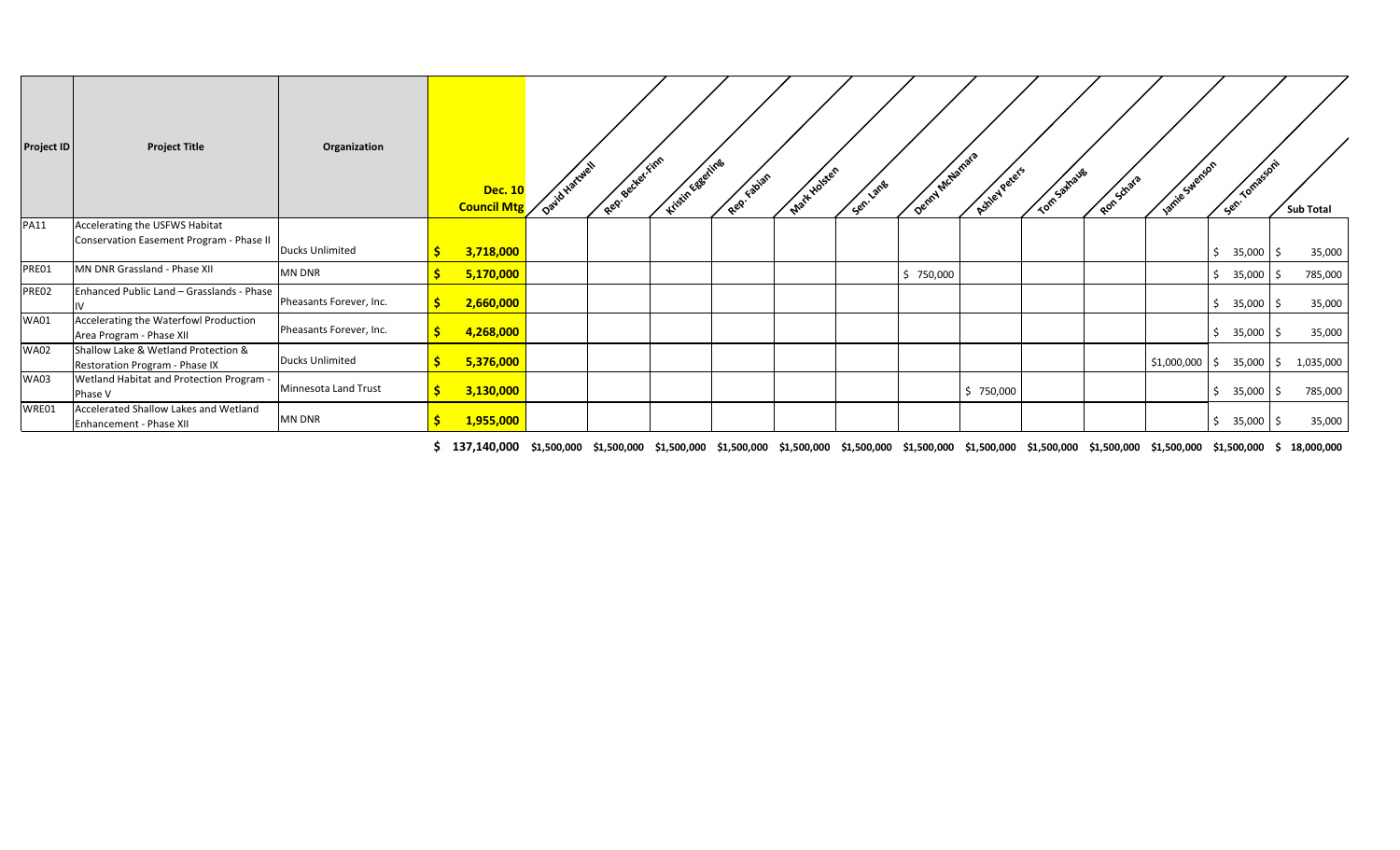| Project ID | Project Title | Organization | Dec. 10 Council Mtg | David Hartwell | Rep. Becker-Finn | Kristin Eggerling | Rep. Fabian | Mark Holsten | Sen. Lang | Denny McNamara | Ashley Peters | Tom Saxhaug | Ron Schara | Jamie Swenson | Sen. Tomassoni | Sub Total |
|---|---|---|---|---|---|---|---|---|---|---|---|---|---|---|---|---|
| PA11 | Accelerating the USFWS Habitat Conservation Easement Program - Phase II | Ducks Unlimited | $ 3,718,000 | | | | | | | | | | | | $ 35,000 | $ 35,000 |
| PRE01 | MN DNR Grassland - Phase XII | MN DNR | $ 5,170,000 | | | | | | | $ 750,000 | | | | | $ 35,000 | $ 785,000 |
| PRE02 | Enhanced Public Land – Grasslands - Phase IV | Pheasants Forever, Inc. | $ 2,660,000 | | | | | | | | | | | | $ 35,000 | $ 35,000 |
| WA01 | Accelerating the Waterfowl Production Area Program - Phase XII | Pheasants Forever, Inc. | $ 4,268,000 | | | | | | | | | | | | $ 35,000 | $ 35,000 |
| WA02 | Shallow Lake & Wetland Protection & Restoration Program - Phase IX | Ducks Unlimited | $ 5,376,000 | | | | | | | | | | | $1,000,000 | $ 35,000 | $ 1,035,000 |
| WA03 | Wetland Habitat and Protection Program - Phase V | Minnesota Land Trust | $ 3,130,000 | | | | | | | | $ 750,000 | | | | $ 35,000 | $ 785,000 |
| WRE01 | Accelerated Shallow Lakes and Wetland Enhancement - Phase XII | MN DNR | $ 1,955,000 | | | | | | | | | | | | $ 35,000 | $ 35,000 |
| | | | $ 137,140,000 | $1,500,000 | $1,500,000 | $1,500,000 | $1,500,000 | $1,500,000 | $1,500,000 | $1,500,000 | $1,500,000 | $1,500,000 | $1,500,000 | $1,500,000 | $1,500,000 | $ 18,000,000 |